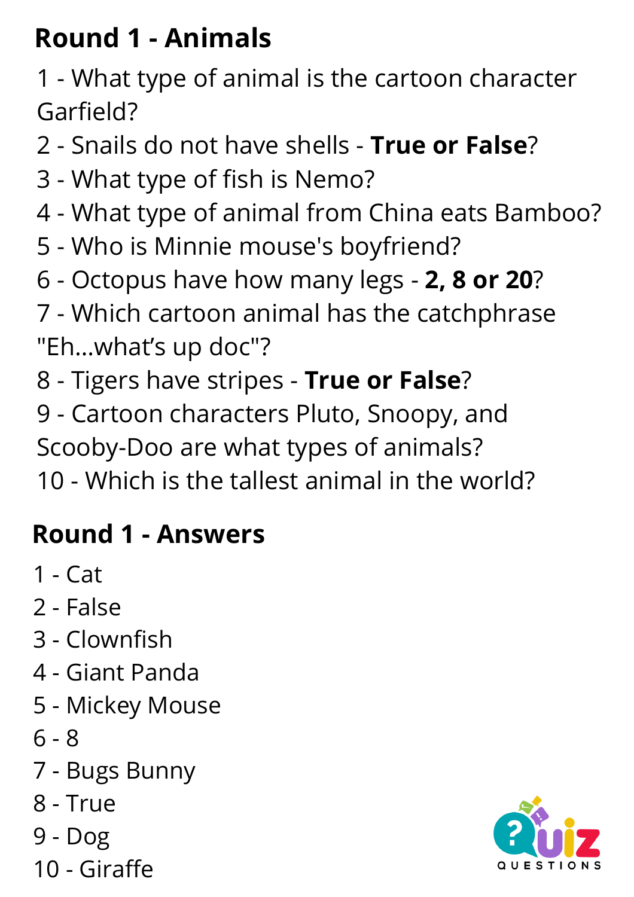## Round 1 - Animals

1 - What type of animal is the cartoon character Garfield?

2 - Snails do not have shells - **True or False**?

3 - What type of fish is Nemo?

4 - What type of animal from China eats Bamboo?

5 - Who is Minnie mouse's boyfriend?

6 - Octopus have how many legs - **2, 8 or 20**?

7 - Which cartoon animal has the catchphrase "Eh...what's up doc"?

8 - Tigers have stripes - **True or False**?

9 - Cartoon characters Pluto, Snoopy, and Scooby-Doo are what types of animals?

10 - Which is the tallest animal in the world?

## Round 1 - Answers

1 - Cat

2 - False

3 - Clownfish

4 - Giant Panda

5 - Mickey Mouse

6 - 8

7 - Bugs Bunny

8 - True

9 - Dog

10 - Giraffe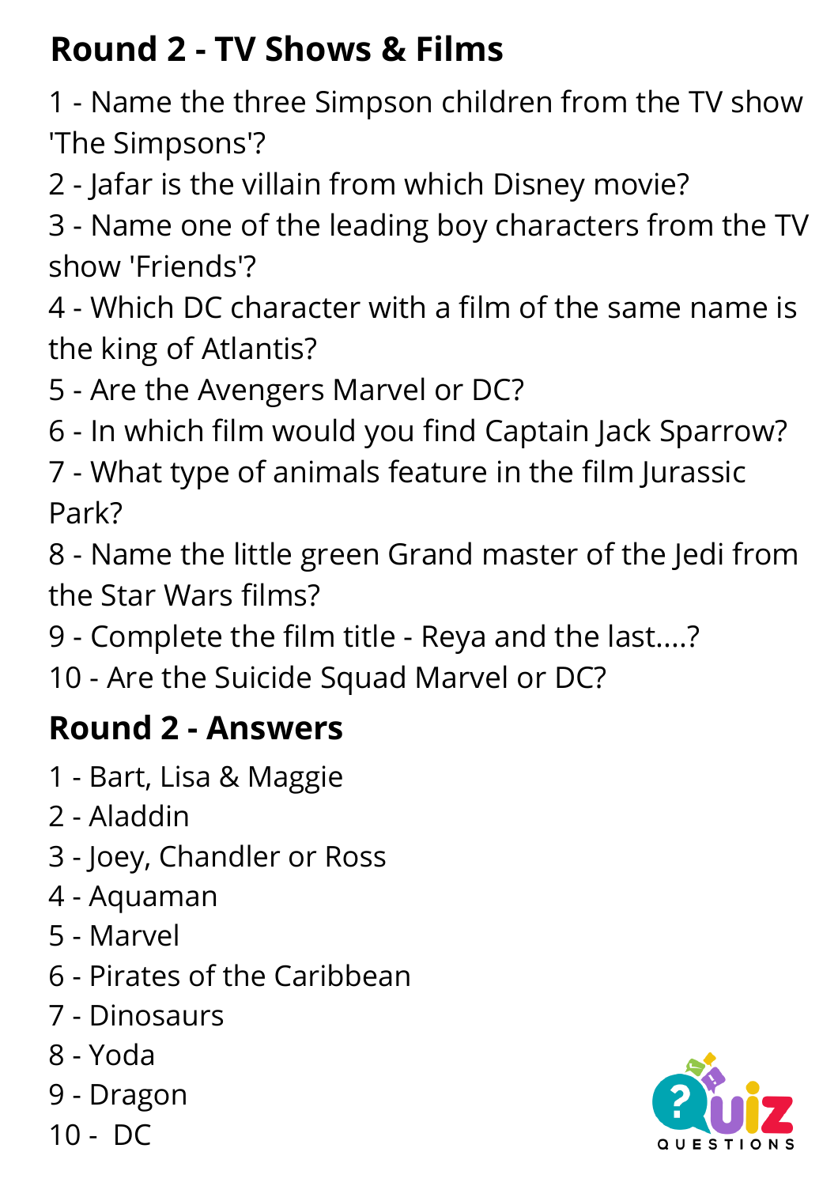## Round 2 - TV Shows & Films

1 - Name the three Simpson children from the TV show 'The Simpsons'?
2 - Jafar is the villain from which Disney movie?
3 - Name one of the leading boy characters from the TV show 'Friends'?
4 - Which DC character with a film of the same name is the king of Atlantis?
5 - Are the Avengers Marvel or DC?
6 - In which film would you find Captain Jack Sparrow?
7 - What type of animals feature in the film Jurassic Park?
8 - Name the little green Grand master of the Jedi from the Star Wars films?
9 - Complete the film title - Reya and the last....?
10 - Are the Suicide Squad Marvel or DC?

## Round 2 - Answers

1 - Bart, Lisa & Maggie
2 - Aladdin
3 - Joey, Chandler or Ross
4 - Aquaman
5 - Marvel
6 - Pirates of the Caribbean
7 - Dinosaurs
8 - Yoda
9 - Dragon
10 - DC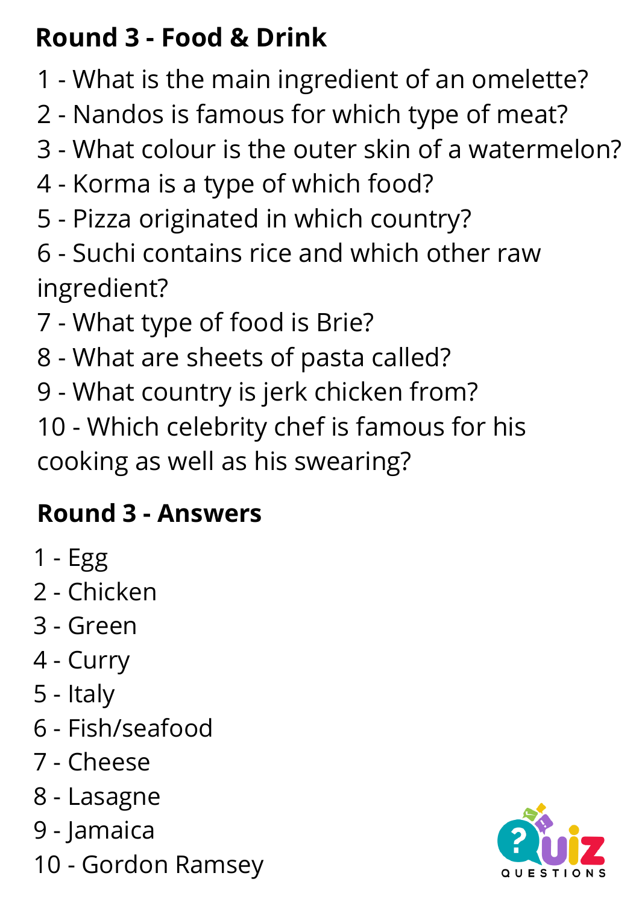## Round 3 - Food & Drink

1 - What is the main ingredient of an omelette?
2 - Nandos is famous for which type of meat?
3 - What colour is the outer skin of a watermelon?
4 - Korma is a type of which food?
5 - Pizza originated in which country?
6 - Suchi contains rice and which other raw ingredient?
7 - What type of food is Brie?
8 - What are sheets of pasta called?
9 - What country is jerk chicken from?
10 - Which celebrity chef is famous for his cooking as well as his swearing?

## Round 3 - Answers

1 - Egg
2 - Chicken
3 - Green
4 - Curry
5 - Italy
6 - Fish/seafood
7 - Cheese
8 - Lasagne
9 - Jamaica
10 - Gordon Ramsey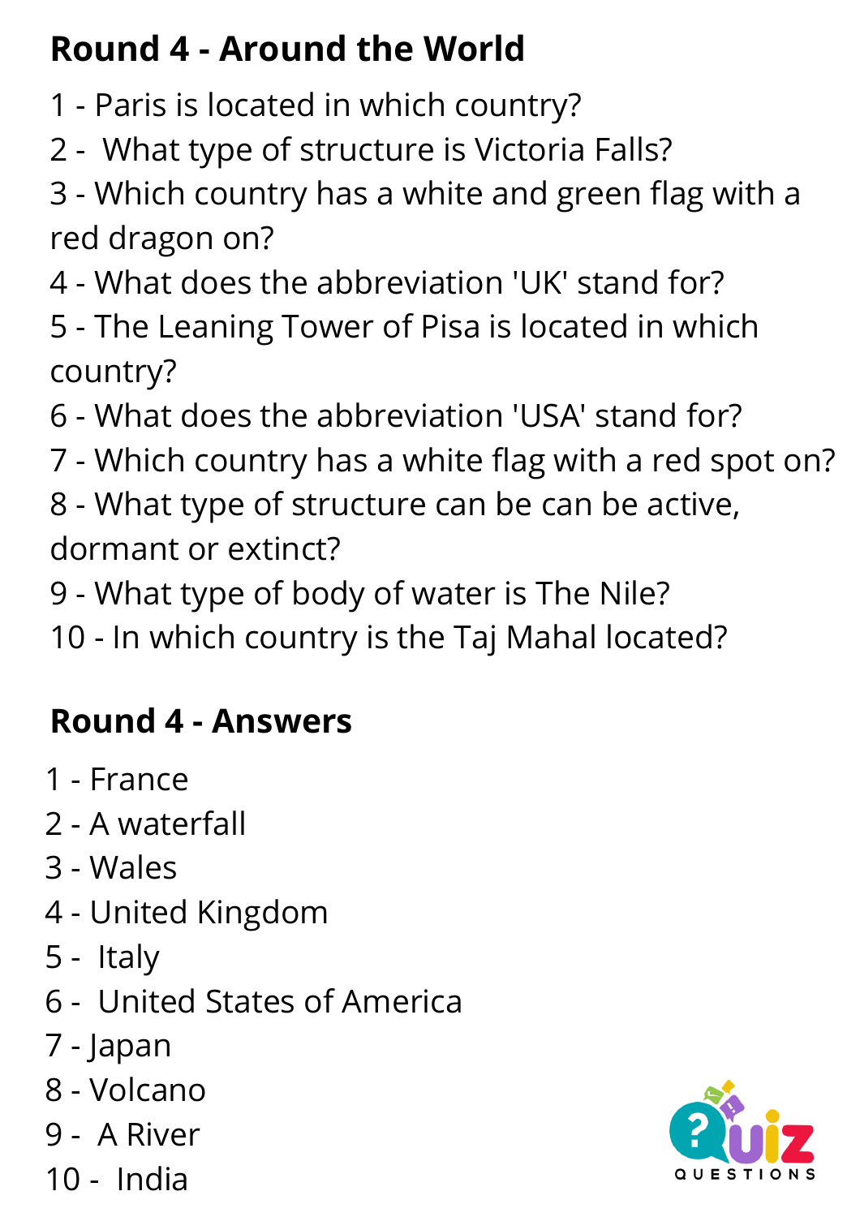## Round 4 - Around the World

1 - Paris is located in which country?
2 - What type of structure is Victoria Falls?
3 - Which country has a white and green flag with a red dragon on?
4 - What does the abbreviation 'UK' stand for?
5 - The Leaning Tower of Pisa is located in which country?
6 - What does the abbreviation 'USA' stand for?
7 - Which country has a white flag with a red spot on?
8 - What type of structure can be can be active, dormant or extinct?
9 - What type of body of water is The Nile?
10 - In which country is the Taj Mahal located?

## Round 4 - Answers

1 - France
2 - A waterfall
3 - Wales
4 - United Kingdom
5 - Italy
6 - United States of America
7 - Japan
8 - Volcano
9 - A River
10 - India

QUIZ QUESTIONS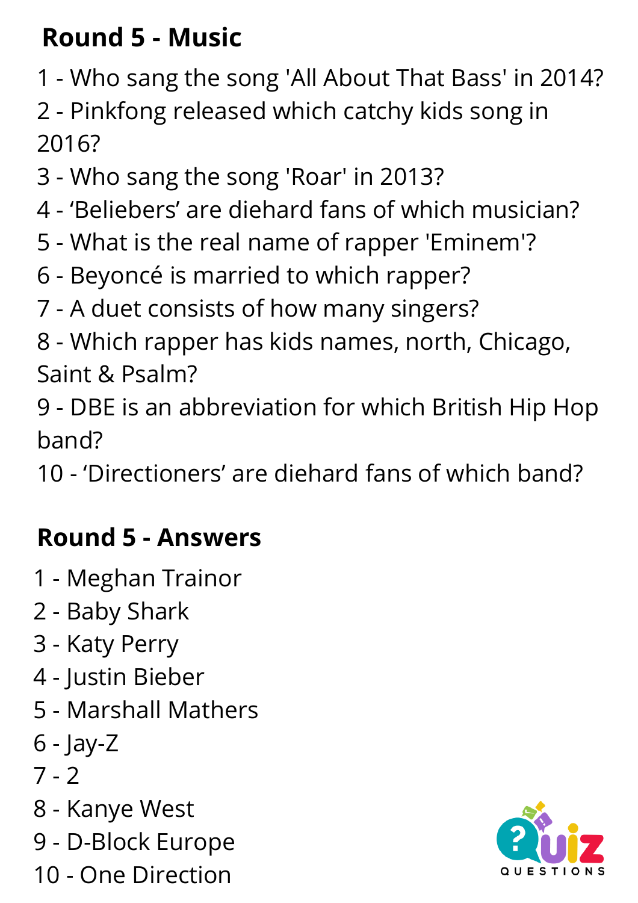## Round 5 - Music

1 - Who sang the song 'All About That Bass' in 2014?
2 - Pinkfong released which catchy kids song in 2016?
3 - Who sang the song 'Roar' in 2013?
4 - ‘Beliebers’ are diehard fans of which musician?
5 - What is the real name of rapper 'Eminem'?
6 - Beyoncé is married to which rapper?
7 - A duet consists of how many singers?
8 - Which rapper has kids names, north, Chicago, Saint & Psalm?
9 - DBE is an abbreviation for which British Hip Hop band?
10 - ‘Directioners’ are diehard fans of which band?

## Round 5 - Answers

1 - Meghan Trainor
2 - Baby Shark
3 - Katy Perry
4 - Justin Bieber
5 - Marshall Mathers
6 - Jay-Z
7 - 2
8 - Kanye West
9 - D-Block Europe
10 - One Direction